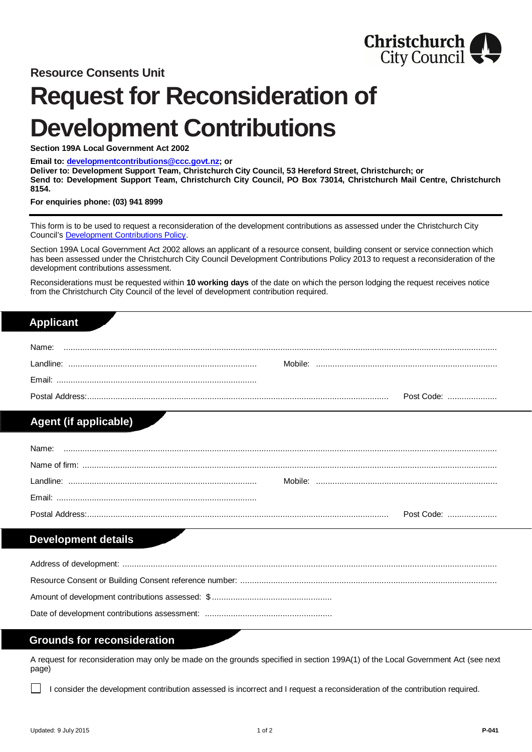Christchurch City Council

**Resource Consents Unit**

# Request for Reconsideration of Development Contributions

**Section 199A Local Government Act 2002**

**Email to: developmentcontributions@ccc.govt.nz; or**
**Deliver to: Development Support Team, Christchurch City Council, 53 Hereford Street, Christchurch; or**
**Send to: Development Support Team, Christchurch City Council, PO Box 73014, Christchurch Mail Centre, Christchurch 8154.**

**For enquiries phone: (03) 941 8999**

This form is to be used to request a reconsideration of the development contributions as assessed under the Christchurch City Council's Development Contributions Policy.

Section 199A Local Government Act 2002 allows an applicant of a resource consent, building consent or service connection which has been assessed under the Christchurch City Council Development Contributions Policy 2013 to request a reconsideration of the development contributions assessment.

Reconsiderations must be requested within **10 working days** of the date on which the person lodging the request receives notice from the Christchurch City Council of the level of development contribution required.

## Applicant

Name: ..........................................................................................................

Landline: .................................................... Mobile: ....................................................

Email: ....................................................

Postal Address: .................................................................................... Post Code: ....................

## Agent (if applicable)

Name: ..........................................................................................................

Name of firm: ..........................................................................................................

Landline: .................................................... Mobile: ....................................................

Email: ....................................................

Postal Address: .................................................................................... Post Code: ....................

## Development details

Address of development: ..........................................................................................................

Resource Consent or Building Consent reference number: ..........................................................................

Amount of development contributions assessed: $ ....................................................

Date of development contributions assessment: ....................................................

## Grounds for reconsideration

A request for reconsideration may only be made on the grounds specified in section 199A(1) of the Local Government Act (see next page)

☐ I consider the development contribution assessed is incorrect and I request a reconsideration of the contribution required.

Updated: 9 July 2015 P-041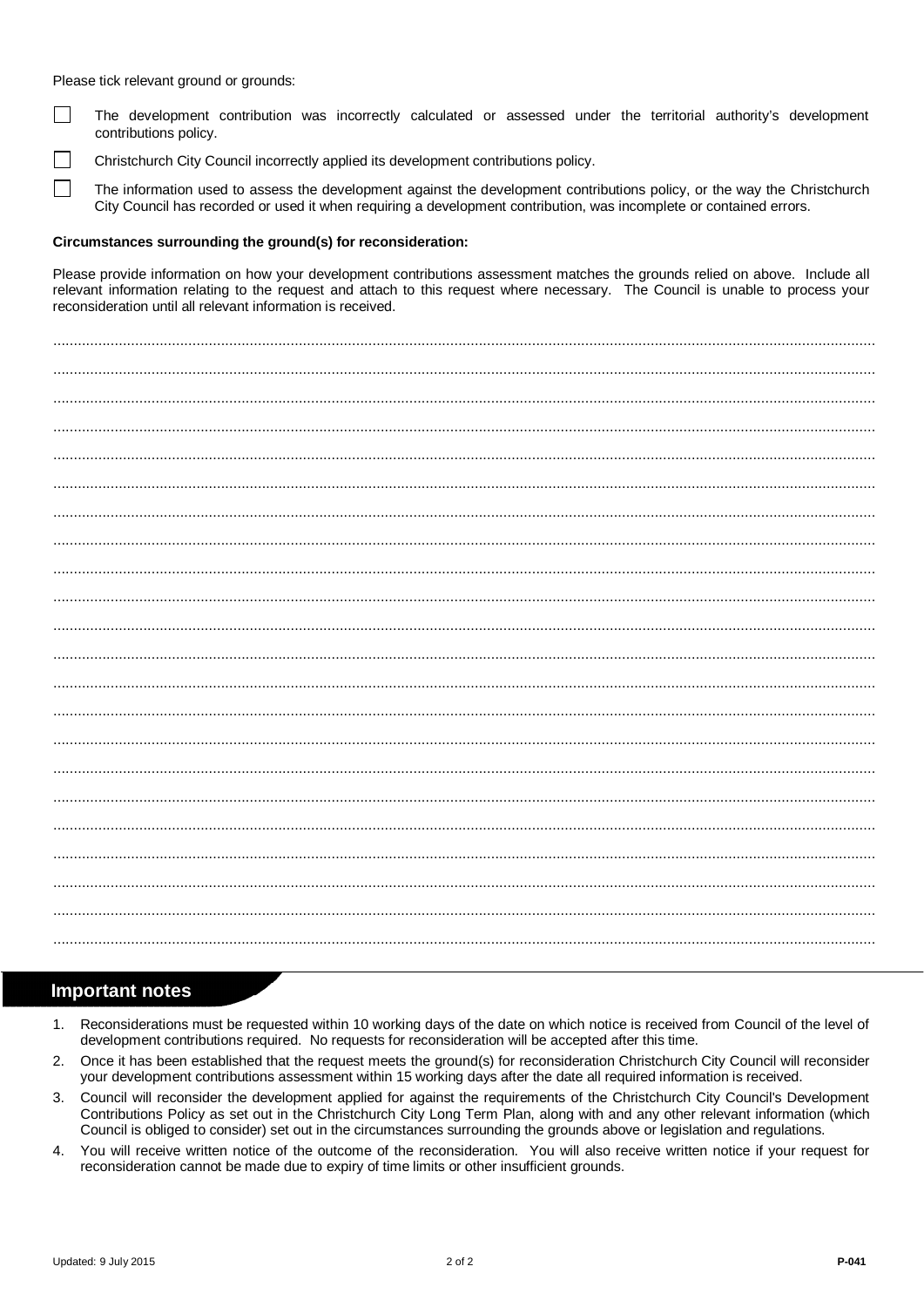Please tick relevant ground or grounds:

- [ ] The development contribution was incorrectly calculated or assessed under the territorial authority's development contributions policy.
- [ ] Christchurch City Council incorrectly applied its development contributions policy.
- [ ] The information used to assess the development against the development contributions policy, or the way the Christchurch City Council has recorded or used it when requiring a development contribution, was incomplete or contained errors.

**Circumstances surrounding the ground(s) for reconsideration:**

Please provide information on how your development contributions assessment matches the grounds relied on above. Include all relevant information relating to the request and attach to this request where necessary. The Council is unable to process your reconsideration until all relevant information is received.

.....................................................................................................................................................................................................

.....................................................................................................................................................................................................

.....................................................................................................................................................................................................

.....................................................................................................................................................................................................

.....................................................................................................................................................................................................

.....................................................................................................................................................................................................

.....................................................................................................................................................................................................

.....................................................................................................................................................................................................

.....................................................................................................................................................................................................

.....................................................................................................................................................................................................

.....................................................................................................................................................................................................

.....................................................................................................................................................................................................

.....................................................................................................................................................................................................

.....................................................................................................................................................................................................

.....................................................................................................................................................................................................

.....................................................................................................................................................................................................

.....................................................................................................................................................................................................

.....................................................................................................................................................................................................

.....................................................................................................................................................................................................

.....................................................................................................................................................................................................

.....................................................................................................................................................................................................

.....................................................................................................................................................................................................

## Important notes

1. Reconsiderations must be requested within 10 working days of the date on which notice is received from Council of the level of development contributions required. No requests for reconsideration will be accepted after this time.
2. Once it has been established that the request meets the ground(s) for reconsideration Christchurch City Council will reconsider your development contributions assessment within 15 working days after the date all required information is received.
3. Council will reconsider the development applied for against the requirements of the Christchurch City Council's Development Contributions Policy as set out in the Christchurch City Long Term Plan, along with and any other relevant information (which Council is obliged to consider) set out in the circumstances surrounding the grounds above or legislation and regulations.
4. You will receive written notice of the outcome of the reconsideration. You will also receive written notice if your request for reconsideration cannot be made due to expiry of time limits or other insufficient grounds.

Updated: 9 July 2015 P-041